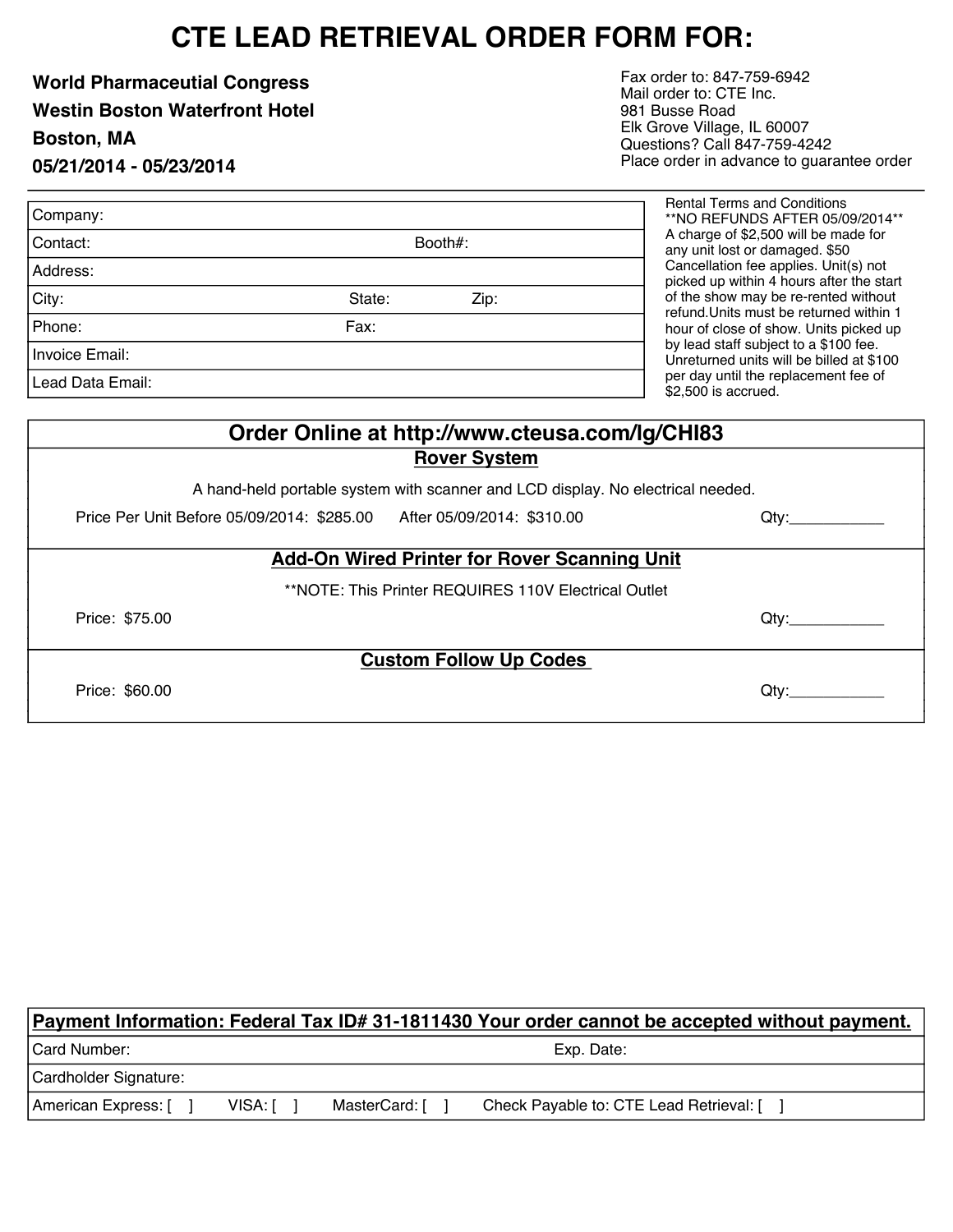# CTE LEAD RETRIEVAL ORDER FORM FOR:

**World Pharmaceutial Congress**

**Westin Boston Waterfront Hotel**

**Boston, MA**

**05/21/2014 - 05/23/2014**

Fax order to: 847-759-6942
Mail order to: CTE Inc.
981 Busse Road
Elk Grove Village, IL 60007
Questions? Call 847-759-4242
Place order in advance to guarantee order

| | | |
|---|---|---|
| Company: | | |
| Contact: | Booth#: | |
| Address: | | |
| City: | State: | Zip: |
| Phone: | Fax: | |
| Invoice Email: | | |
| Lead Data Email: | | |

Rental Terms and Conditions
**NO REFUNDS AFTER 05/09/2014**
A charge of $2,500 will be made for any unit lost or damaged. $50 Cancellation fee applies. Unit(s) not picked up within 4 hours after the start of the show may be re-rented without refund.Units must be returned within 1 hour of close of show. Units picked up by lead staff subject to a $100 fee. Unreturned units will be billed at $100 per day until the replacement fee of $2,500 is accrued.

## Order Online at http://www.cteusa.com/lg/CHI83

### Rover System

A hand-held portable system with scanner and LCD display. No electrical needed.

Price Per Unit Before 05/09/2014: $285.00 After 05/09/2014: $310.00 Qty:___________

### Add-On Wired Printer for Rover Scanning Unit

**NOTE: This Printer REQUIRES 110V Electrical Outlet

Price: $75.00 Qty:___________

### Custom Follow Up Codes

Price: $60.00 Qty:___________

**Payment Information: Federal Tax ID# 31-1811430 Your order cannot be accepted without payment.**

| | |
|---|---|
| Card Number: | Exp. Date: |
| Cardholder Signature: | |

American Express: [ ] VISA: [ ] MasterCard: [ ] Check Payable to: CTE Lead Retrieval: [ ]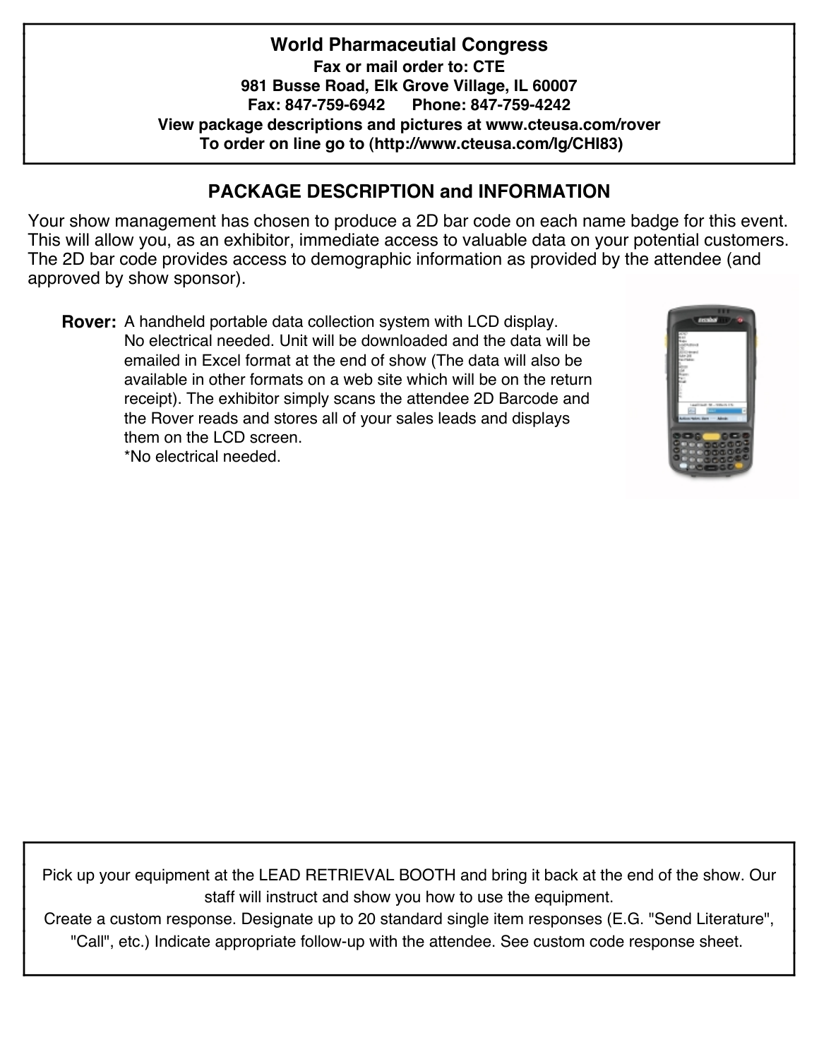**World Pharmaceutial Congress**

**Fax or mail order to: CTE**

**981 Busse Road, Elk Grove Village, IL 60007**

**Fax: 847-759-6942 Phone: 847-759-4242**

**View package descriptions and pictures at www.cteusa.com/rover**

**To order on line go to (http://www.cteusa.com/lg/CHI83)**

## PACKAGE DESCRIPTION and INFORMATION

Your show management has chosen to produce a 2D bar code on each name badge for this event. This will allow you, as an exhibitor, immediate access to valuable data on your potential customers. The 2D bar code provides access to demographic information as provided by the attendee (and approved by show sponsor).

**Rover:** A handheld portable data collection system with LCD display. No electrical needed. Unit will be downloaded and the data will be emailed in Excel format at the end of show (The data will also be available in other formats on a web site which will be on the return receipt). The exhibitor simply scans the attendee 2D Barcode and the Rover reads and stores all of your sales leads and displays them on the LCD screen.
*No electrical needed.

Pick up your equipment at the LEAD RETRIEVAL BOOTH and bring it back at the end of the show. Our staff will instruct and show you how to use the equipment.
Create a custom response. Designate up to 20 standard single item responses (E.G. "Send Literature", "Call", etc.) Indicate appropriate follow-up with the attendee. See custom code response sheet.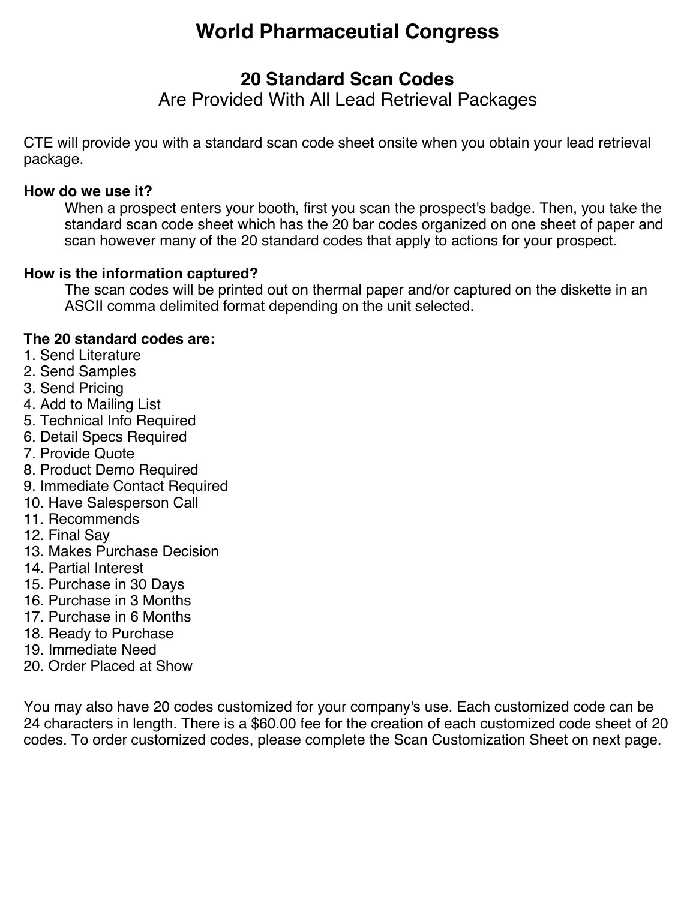# World Pharmaceutial Congress

## 20 Standard Scan Codes

Are Provided With All Lead Retrieval Packages

CTE will provide you with a standard scan code sheet onsite when you obtain your lead retrieval package.

**How do we use it?**

When a prospect enters your booth, first you scan the prospect's badge. Then, you take the standard scan code sheet which has the 20 bar codes organized on one sheet of paper and scan however many of the 20 standard codes that apply to actions for your prospect.

**How is the information captured?**

The scan codes will be printed out on thermal paper and/or captured on the diskette in an ASCII comma delimited format depending on the unit selected.

**The 20 standard codes are:**

1. Send Literature
2. Send Samples
3. Send Pricing
4. Add to Mailing List
5. Technical Info Required
6. Detail Specs Required
7. Provide Quote
8. Product Demo Required
9. Immediate Contact Required
10. Have Salesperson Call
11. Recommends
12. Final Say
13. Makes Purchase Decision
14. Partial Interest
15. Purchase in 30 Days
16. Purchase in 3 Months
17. Purchase in 6 Months
18. Ready to Purchase
19. Immediate Need
20. Order Placed at Show

You may also have 20 codes customized for your company's use. Each customized code can be 24 characters in length. There is a $60.00 fee for the creation of each customized code sheet of 20 codes. To order customized codes, please complete the Scan Customization Sheet on next page.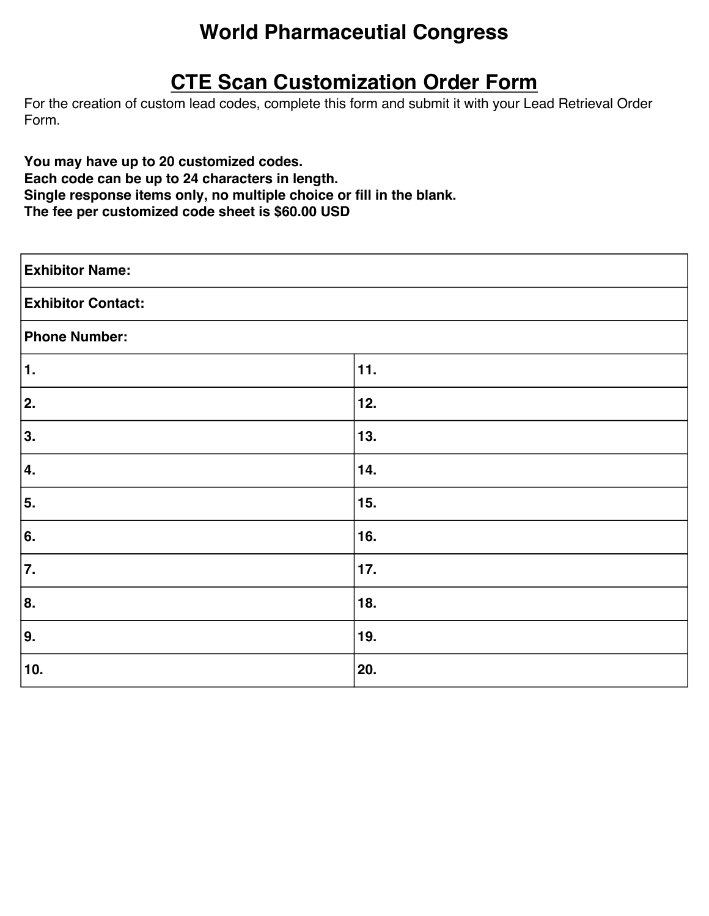# World Pharmaceutial Congress

## CTE Scan Customization Order Form

For the creation of custom lead codes, complete this form and submit it with your Lead Retrieval Order Form.

**You may have up to 20 customized codes.**
**Each code can be up to 24 characters in length.**
**Single response items only, no multiple choice or fill in the blank.**
**The fee per customized code sheet is $60.00 USD**

| | |
|---|---|
| **Exhibitor Name:** | |
| **Exhibitor Contact:** | |
| **Phone Number:** | |
| **1.** | **11.** |
| **2.** | **12.** |
| **3.** | **13.** |
| **4.** | **14.** |
| **5.** | **15.** |
| **6.** | **16.** |
| **7.** | **17.** |
| **8.** | **18.** |
| **9.** | **19.** |
| **10.** | **20.** |